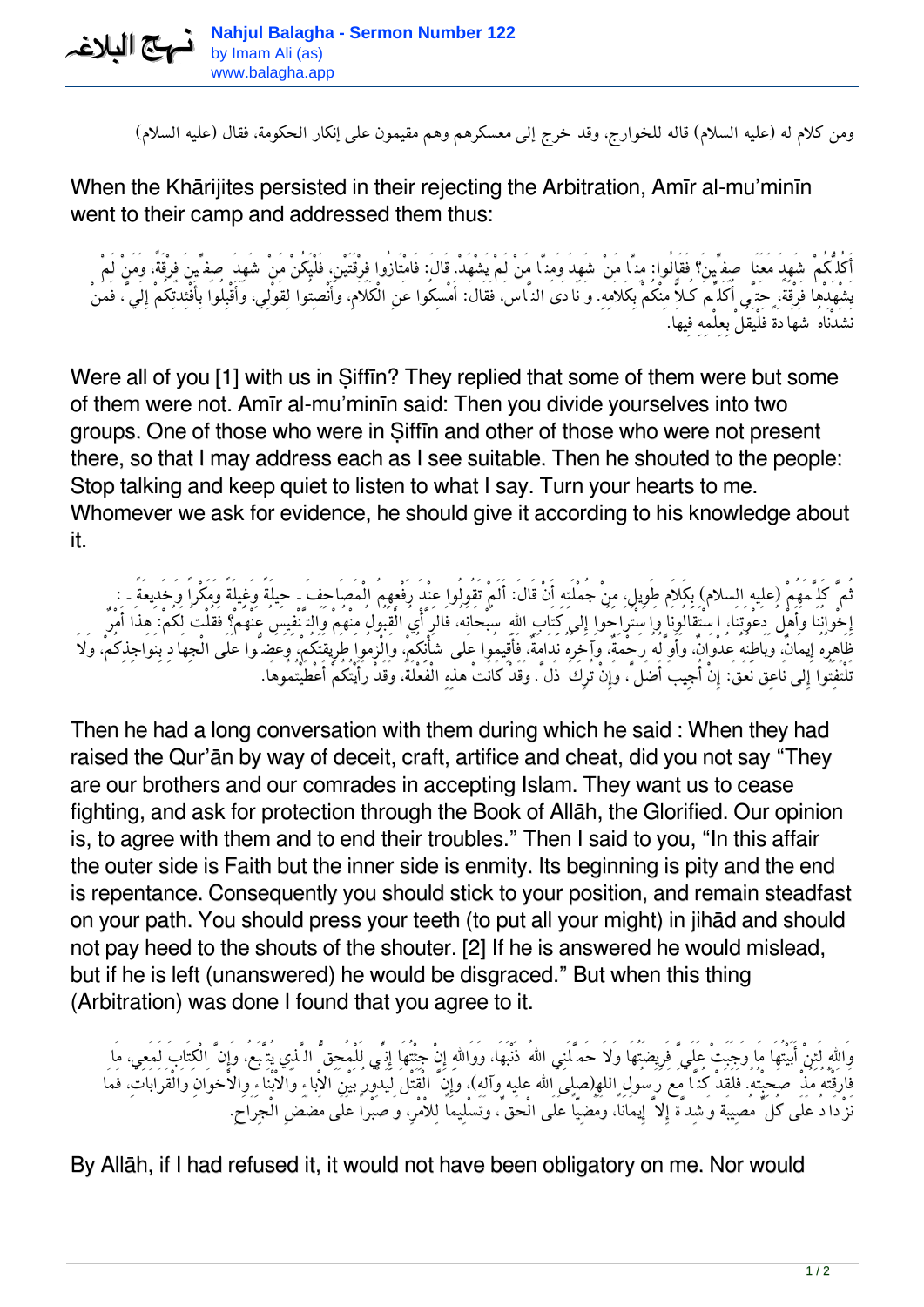ومن كلام له (عليه السلام) قاله للخوارج، وقد خرج إلى معسكرهم وهم مقيمون على إنكار الحكومة، فقال (عليه السلام)

When the Khārijites persisted in their rejecting the Arbitration, Amīr al-mu'minīn went to their camp and addressed them thus:

أَكُلُّكُمْ شَهِدَ مَعَنَا صِفِّينَ؟ فَقَالُوا: مِنَّا مَنْ شَهِدَ وَمِنَّا مَنْ لَمْ يَشْهَدْ. قَالَ: فَامْتَازُوا فِرْقَتَيْنِ، فَلْيَكُنْ مَنْ شَهِدَ صِفِّينَ فِرْقَةً، وَمَنْ لَمْ يَشْهَدْهَا فِرْقَةً، حَتَّى أُكَلِّمَ كُلاًّ مِنْكُمْ بِكَلامِهِ. وَنَادَى النَّاسَ، فَقَالَ: أَمْسِكُوا عَنِ الْكَلاَمِ، وَأَنْصِتُوا لِقَوْلِي، وَأَقْبِلُوا بِأَفْئِدَتِكُمْ إِلَيَّ، فَمَنْ نَشَدْنَاهُ شَهَادَةً فَلْيَقُلْ بِعِلْمِهِ فِيهَا.

Were all of you [1] with us in Ṣiffīn? They replied that some of them were but some of them were not. Amīr al-mu'minīn said: Then you divide yourselves into two groups. One of those who were in Ṣiffīn and other of those who were not present there, so that I may address each as I see suitable. Then he shouted to the people: Stop talking and keep quiet to listen to what I say. Turn your hearts to me. Whomever we ask for evidence, he should give it according to his knowledge about it.

ثُمَّ كَلَّمَهُمْ (عليه السلام) بِكَلاَمٍ طَوِيلٍ، مِنْ جُمْلَتِهِ أَنْ قَالَ: أَلَمْ تَقُولُوا عِنْدَ رَفْعِهِمُ الْمَصَاحِفَ ـ حِيلَةً وَغِيلَةً وَمَكْراً وَخَدِيعَةً ـ: إِخْوَانُنَا وَأَهْلُ دَعْوَتِنَا، اسْتَقَالُونَا وَاسْتَرَاحُوا إِلَى كِتَابِ اللهِ سُبْحَانَهُ، فَالرَّأْيُ الْقَبُولُ مِنْهُمْ وَالتَّنْفِيسُ عَنْهُمْ؟ فَقُلْتُ لَكُمْ: هذَا أَمْرٌ ظَاهِرُهُ إِيمَانٌ، وَبَاطِنُهُ عُدْوَانٌ، وَأَوَّلُهُ رَحْمَةٌ، وَآخِرُهُ نَدَامَةٌ، فَأَقِيمُوا عَلَى شَأْنِكُمْ، وَالْزَمُوا طَرِيقَتَكُمْ، وَعَضُّوا عَلَى الْجِهَادِ بَنَوَاجِذِكُمْ، وَلاَ تَلْتَفِتُوا إِلَى نَاعِق نَعَقَ: إِنْ أُجِيبَ أَضَلَّ، وَإِنْ تُرِكَ ذَلَّ. وَقَدْ كَانَتْ هذِهِ الْفَعْلَةُ، وَقَدْ رَأَيْتُكُمْ أَعْطَيْتُمُوهَا.

Then he had a long conversation with them during which he said : When they had raised the Qur'ān by way of deceit, craft, artifice and cheat, did you not say "They are our brothers and our comrades in accepting Islam. They want us to cease fighting, and ask for protection through the Book of Allāh, the Glorified. Our opinion is, to agree with them and to end their troubles." Then I said to you, "In this affair the outer side is Faith but the inner side is enmity. Its beginning is pity and the end is repentance. Consequently you should stick to your position, and remain steadfast on your path. You should press your teeth (to put all your might) in jihād and should not pay heed to the shouts of the shouter. [2] If he is answered he would mislead, but if he is left (unanswered) he would be disgraced." But when this thing (Arbitration) was done I found that you agree to it.

وَاللهِ لَئِنْ أَبَيْتُهَا مَا وَجَبَتْ عَلَيَّ فَرِيضَتُهَا، وَلاَ حَمَّلَنِي اللهُ ذَنْبَهَا. وَوَاللهِ إِنْ جِئْتُهَا إِنِّي لَلْمُحِقُّ الَّذِي يُتَّبَعُ، وَإِنَّ الْكِتَابَ لَمَعِي، مَا فَارَقْتُهُ مُذْ صَحِبْتُهُ. فَلَقَدْ كُنَّا مَعَ رَسُولِ اللهِ(صلى الله عليه وآله)، وَإِنَّ الْقَتْلَ لَيَدُورُ بَيْنَ الاْبَاءِ وَالاْبْنَاءِ وَالاْخْوَانِ وَالْقَرَابَاتِ، فَمَا نَزْدَادُ عَلَى كُلِّ مُصِيبَةٍ وَشِدَّةٍ إِلاَّ إِيمَاناً، وَمُضِيّاً عَلَى الْحَقِّ، وَتَسْلِيماً لِلاْمْرِ، وَصَبْراً عَلَى مَضَضِ الْجِرَاحِ.

By Allāh, if I had refused it, it would not have been obligatory on me. Nor would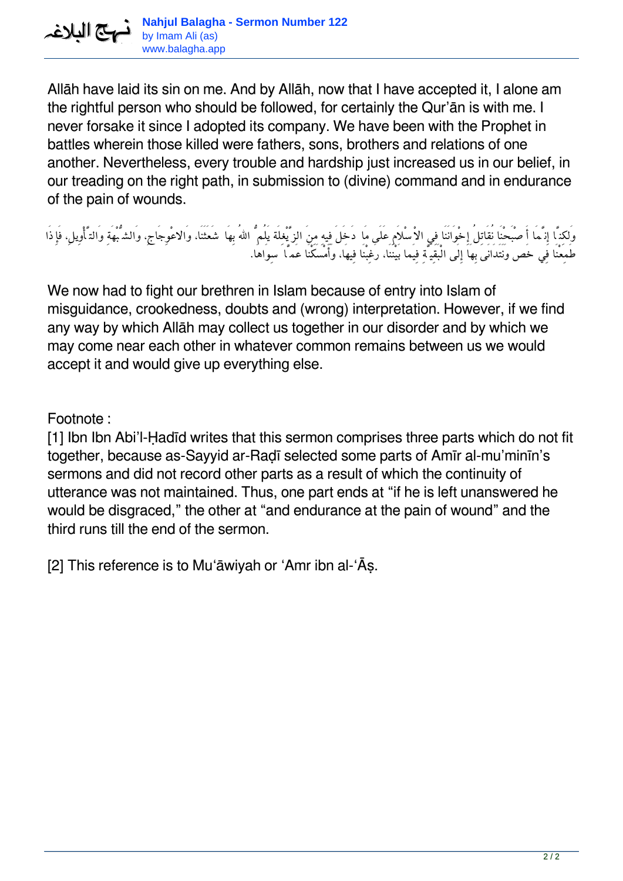Allāh have laid its sin on me. And by Allāh, now that I have accepted it, I alone am the rightful person who should be followed, for certainly the Qur'ān is with me. I never forsake it since I adopted its company. We have been with the Prophet in battles wherein those killed were fathers, sons, brothers and relations of one another. Nevertheless, every trouble and hardship just increased us in our belief, in our treading on the right path, in submission to (divine) command and in endurance of the pain of wounds.

وَلكِنَّا إِنَّمَا أَصْبَحْنَا نُقَاتِلُ إِخْوَانَنَا فِي الْإِسْلَامِ عَلَى مَا دَخَلَ فِيهِ مِنَ الزَّيْغِ وَالْاِعْوِجَاجِ، وَالشُّبْهَةِ وَالتَّأْوِيلِ، فَإِذَا طَمِعْنَا فِي خَصْلَة يَلُمُّ اللهُ بِهَا شَعَثَنَا، وَنَتَدَانَى بِهَا إِلَى الْبَقِيَّةِ فِيما بَيْنَنَا، رَغِبْنَا فِيهَا، وَأَمْسَكْنَا عَمَّا سِوَاهَا.

We now had to fight our brethren in Islam because of entry into Islam of misguidance, crookedness, doubts and (wrong) interpretation. However, if we find any way by which Allāh may collect us together in our disorder and by which we may come near each other in whatever common remains between us we would accept it and would give up everything else.

Footnote :

[1] Ibn Ibn Abi'l-Ḥadīd writes that this sermon comprises three parts which do not fit together, because as-Sayyid ar-Raḍī selected some parts of Amīr al-mu'minīn's sermons and did not record other parts as a result of which the continuity of utterance was not maintained. Thus, one part ends at "if he is left unanswered he would be disgraced," the other at "and endurance at the pain of wound" and the third runs till the end of the sermon.

[2] This reference is to Mu'āwiyah or 'Amr ibn al-'Āṣ.